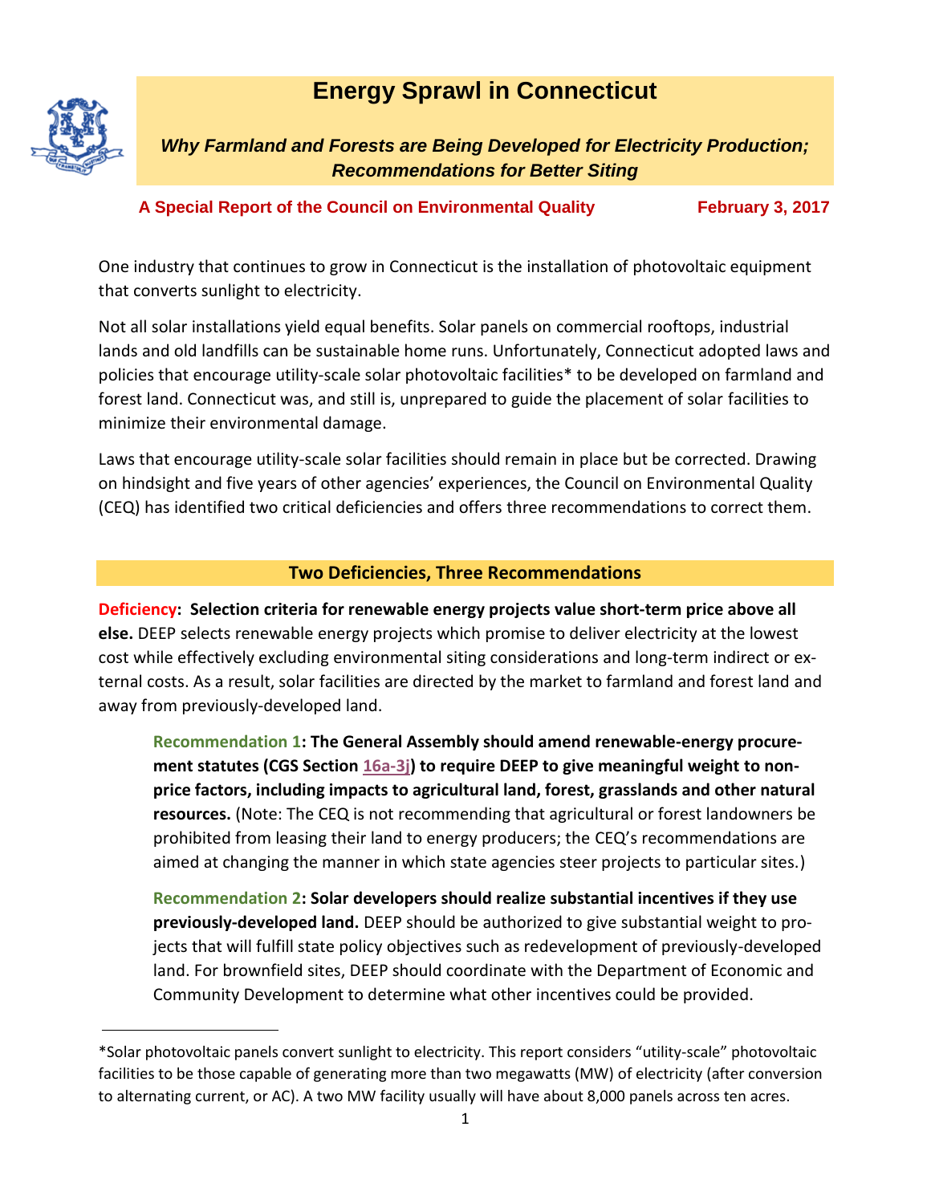# Energy Sprawl in Connecticut

***Why Farmland and Forests are Being Developed for Electricity Production; Recommendations for Better Siting***

**A Special Report of the Council on Environmental Quality** **February 3, 2017**

One industry that continues to grow in Connecticut is the installation of photovoltaic equipment that converts sunlight to electricity.

Not all solar installations yield equal benefits. Solar panels on commercial rooftops, industrial lands and old landfills can be sustainable home runs. Unfortunately, Connecticut adopted laws and policies that encourage utility-scale solar photovoltaic facilities* to be developed on farmland and forest land. Connecticut was, and still is, unprepared to guide the placement of solar facilities to minimize their environmental damage.

Laws that encourage utility-scale solar facilities should remain in place but be corrected. Drawing on hindsight and five years of other agencies' experiences, the Council on Environmental Quality (CEQ) has identified two critical deficiencies and offers three recommendations to correct them.

## Two Deficiencies, Three Recommendations

**Deficiency: Selection criteria for renewable energy projects value short-term price above all else.** DEEP selects renewable energy projects which promise to deliver electricity at the lowest cost while effectively excluding environmental siting considerations and long-term indirect or external costs. As a result, solar facilities are directed by the market to farmland and forest land and away from previously-developed land.

> **Recommendation 1: The General Assembly should amend renewable-energy procurement statutes (CGS Section 16a-3j) to require DEEP to give meaningful weight to non-price factors, including impacts to agricultural land, forest, grasslands and other natural resources.** (Note: The CEQ is not recommending that agricultural or forest landowners be prohibited from leasing their land to energy producers; the CEQ's recommendations are aimed at changing the manner in which state agencies steer projects to particular sites.)
>
> **Recommendation 2: Solar developers should realize substantial incentives if they use previously-developed land.** DEEP should be authorized to give substantial weight to projects that will fulfill state policy objectives such as redevelopment of previously-developed land. For brownfield sites, DEEP should coordinate with the Department of Economic and Community Development to determine what other incentives could be provided.

---

*Solar photovoltaic panels convert sunlight to electricity. This report considers "utility-scale" photovoltaic facilities to be those capable of generating more than two megawatts (MW) of electricity (after conversion to alternating current, or AC). A two MW facility usually will have about 8,000 panels across ten acres.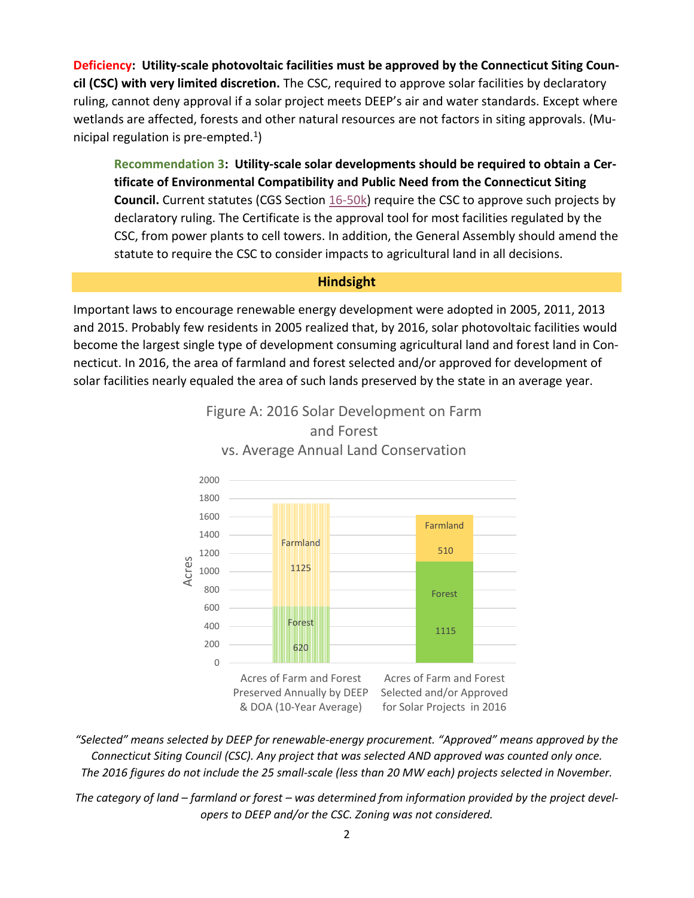**Deficiency: Utility-scale photovoltaic facilities must be approved by the Connecticut Siting Council (CSC) with very limited discretion.** The CSC, required to approve solar facilities by declaratory ruling, cannot deny approval if a solar project meets DEEP's air and water standards. Except where wetlands are affected, forests and other natural resources are not factors in siting approvals. (Municipal regulation is pre-empted.[1])

> **Recommendation 3: Utility-scale solar developments should be required to obtain a Certificate of Environmental Compatibility and Public Need from the Connecticut Siting Council.** Current statutes (CGS Section 16-50k) require the CSC to approve such projects by declaratory ruling. The Certificate is the approval tool for most facilities regulated by the CSC, from power plants to cell towers. In addition, the General Assembly should amend the statute to require the CSC to consider impacts to agricultural land in all decisions.

## Hindsight

Important laws to encourage renewable energy development were adopted in 2005, 2011, 2013 and 2015. Probably few residents in 2005 realized that, by 2016, solar photovoltaic facilities would become the largest single type of development consuming agricultural land and forest land in Connecticut. In 2016, the area of farmland and forest selected and/or approved for development of solar facilities nearly equaled the area of such lands preserved by the state in an average year.

**Figure A: 2016 Solar Development on Farm and Forest vs. Average Annual Land Conservation**

| Acres | Acres of Farm and Forest Preserved Annually by DEEP & DOA (10-Year Average) | Acres of Farm and Forest Selected and/or Approved for Solar Projects in 2016 |
|---|---|---|
| Farmland | 1125 | 510 |
| Forest | 620 | 1115 |

*"Selected" means selected by DEEP for renewable-energy procurement. "Approved" means approved by the Connecticut Siting Council (CSC). Any project that was selected AND approved was counted only once. The 2016 figures do not include the 25 small-scale (less than 20 MW each) projects selected in November.*

*The category of land – farmland or forest – was determined from information provided by the project developers to DEEP and/or the CSC. Zoning was not considered.*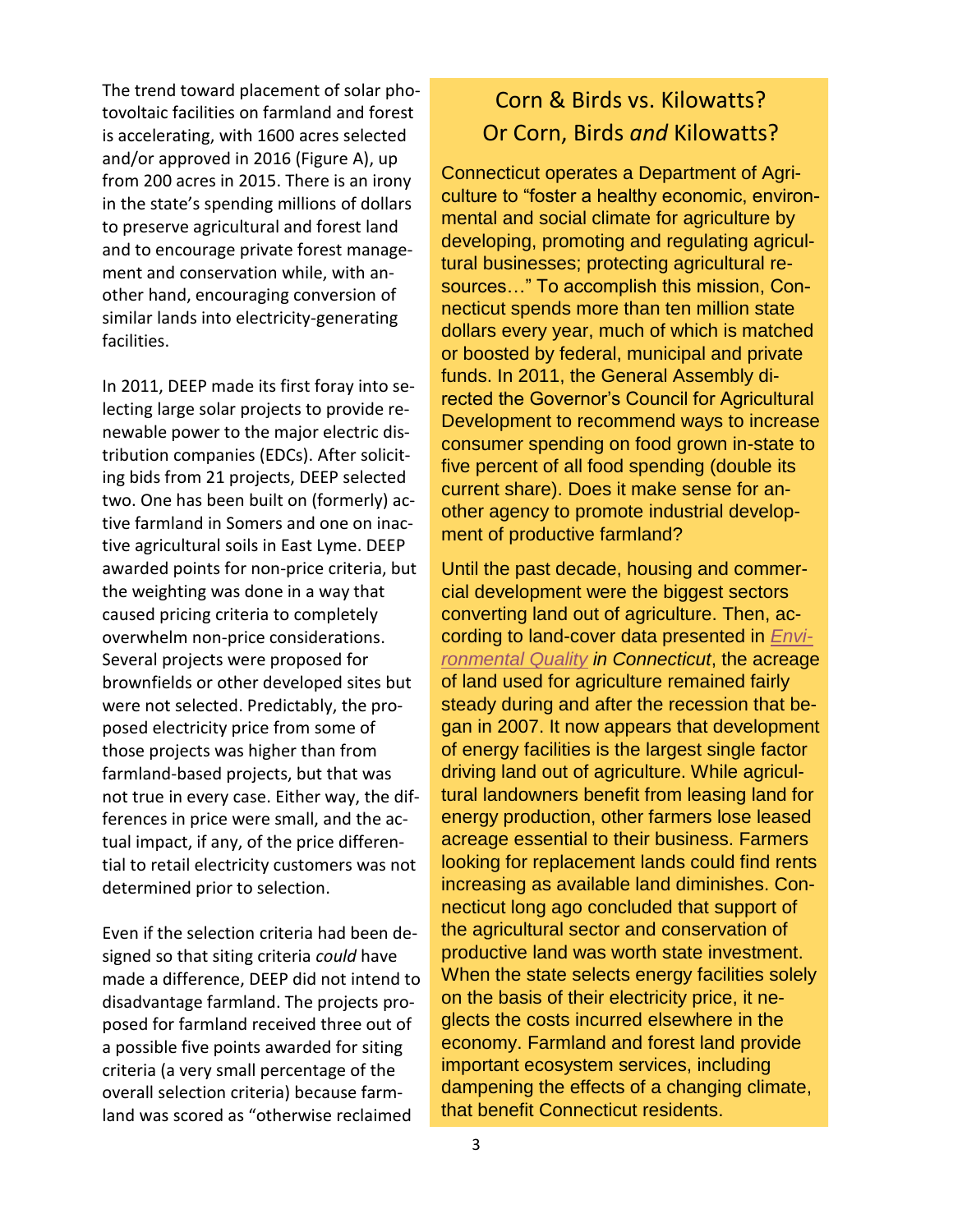The trend toward placement of solar photovoltaic facilities on farmland and forest is accelerating, with 1600 acres selected and/or approved in 2016 (Figure A), up from 200 acres in 2015. There is an irony in the state's spending millions of dollars to preserve agricultural and forest land and to encourage private forest management and conservation while, with another hand, encouraging conversion of similar lands into electricity-generating facilities.

In 2011, DEEP made its first foray into selecting large solar projects to provide renewable power to the major electric distribution companies (EDCs). After soliciting bids from 21 projects, DEEP selected two. One has been built on (formerly) active farmland in Somers and one on inactive agricultural soils in East Lyme. DEEP awarded points for non-price criteria, but the weighting was done in a way that caused pricing criteria to completely overwhelm non-price considerations. Several projects were proposed for brownfields or other developed sites but were not selected. Predictably, the proposed electricity price from some of those projects was higher than from farmland-based projects, but that was not true in every case. Either way, the differences in price were small, and the actual impact, if any, of the price differential to retail electricity customers was not determined prior to selection.

Even if the selection criteria had been designed so that siting criteria *could* have made a difference, DEEP did not intend to disadvantage farmland. The projects proposed for farmland received three out of a possible five points awarded for siting criteria (a very small percentage of the overall selection criteria) because farmland was scored as "otherwise reclaimed

## Corn & Birds vs. Kilowatts? Or Corn, Birds *and* Kilowatts?

Connecticut operates a Department of Agriculture to "foster a healthy economic, environmental and social climate for agriculture by developing, promoting and regulating agricultural businesses; protecting agricultural resources…" To accomplish this mission, Connecticut spends more than ten million state dollars every year, much of which is matched or boosted by federal, municipal and private funds. In 2011, the General Assembly directed the Governor's Council for Agricultural Development to recommend ways to increase consumer spending on food grown in-state to five percent of all food spending (double its current share). Does it make sense for another agency to promote industrial development of productive farmland?

Until the past decade, housing and commercial development were the biggest sectors converting land out of agriculture. Then, according to land-cover data presented in *Environmental Quality in Connecticut*, the acreage of land used for agriculture remained fairly steady during and after the recession that began in 2007. It now appears that development of energy facilities is the largest single factor driving land out of agriculture. While agricultural landowners benefit from leasing land for energy production, other farmers lose leased acreage essential to their business. Farmers looking for replacement lands could find rents increasing as available land diminishes. Connecticut long ago concluded that support of the agricultural sector and conservation of productive land was worth state investment. When the state selects energy facilities solely on the basis of their electricity price, it neglects the costs incurred elsewhere in the economy. Farmland and forest land provide important ecosystem services, including dampening the effects of a changing climate, that benefit Connecticut residents.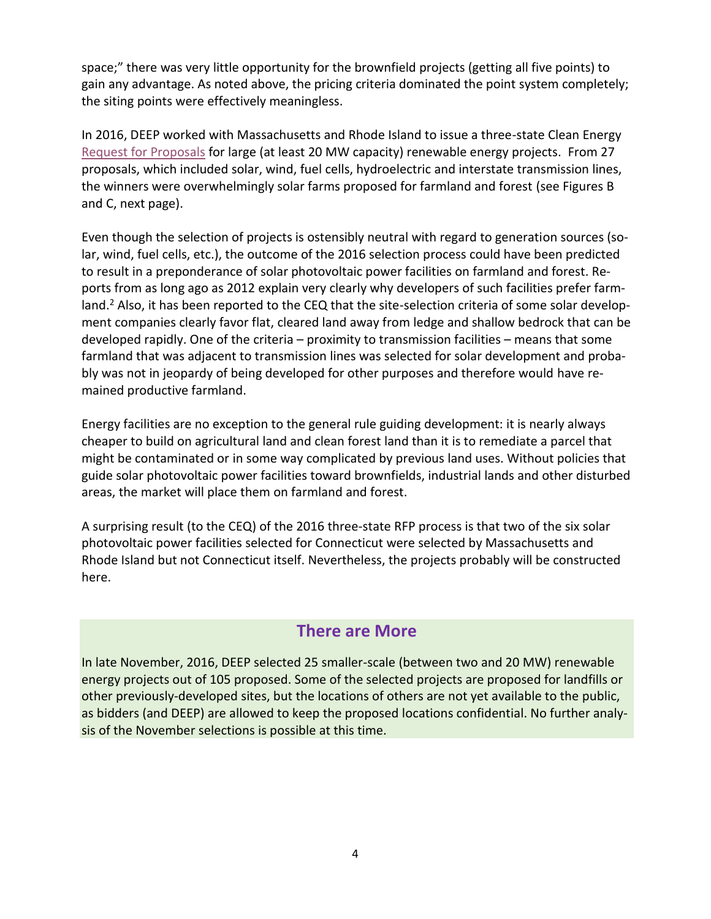space;" there was very little opportunity for the brownfield projects (getting all five points) to gain any advantage. As noted above, the pricing criteria dominated the point system completely; the siting points were effectively meaningless.

In 2016, DEEP worked with Massachusetts and Rhode Island to issue a three-state Clean Energy Request for Proposals for large (at least 20 MW capacity) renewable energy projects. From 27 proposals, which included solar, wind, fuel cells, hydroelectric and interstate transmission lines, the winners were overwhelmingly solar farms proposed for farmland and forest (see Figures B and C, next page).

Even though the selection of projects is ostensibly neutral with regard to generation sources (solar, wind, fuel cells, etc.), the outcome of the 2016 selection process could have been predicted to result in a preponderance of solar photovoltaic power facilities on farmland and forest. Reports from as long ago as 2012 explain very clearly why developers of such facilities prefer farmland.[2] Also, it has been reported to the CEQ that the site-selection criteria of some solar development companies clearly favor flat, cleared land away from ledge and shallow bedrock that can be developed rapidly. One of the criteria – proximity to transmission facilities – means that some farmland that was adjacent to transmission lines was selected for solar development and probably was not in jeopardy of being developed for other purposes and therefore would have remained productive farmland.

Energy facilities are no exception to the general rule guiding development: it is nearly always cheaper to build on agricultural land and clean forest land than it is to remediate a parcel that might be contaminated or in some way complicated by previous land uses. Without policies that guide solar photovoltaic power facilities toward brownfields, industrial lands and other disturbed areas, the market will place them on farmland and forest.

A surprising result (to the CEQ) of the 2016 three-state RFP process is that two of the six solar photovoltaic power facilities selected for Connecticut were selected by Massachusetts and Rhode Island but not Connecticut itself. Nevertheless, the projects probably will be constructed here.

## There are More

In late November, 2016, DEEP selected 25 smaller-scale (between two and 20 MW) renewable energy projects out of 105 proposed. Some of the selected projects are proposed for landfills or other previously-developed sites, but the locations of others are not yet available to the public, as bidders (and DEEP) are allowed to keep the proposed locations confidential. No further analysis of the November selections is possible at this time.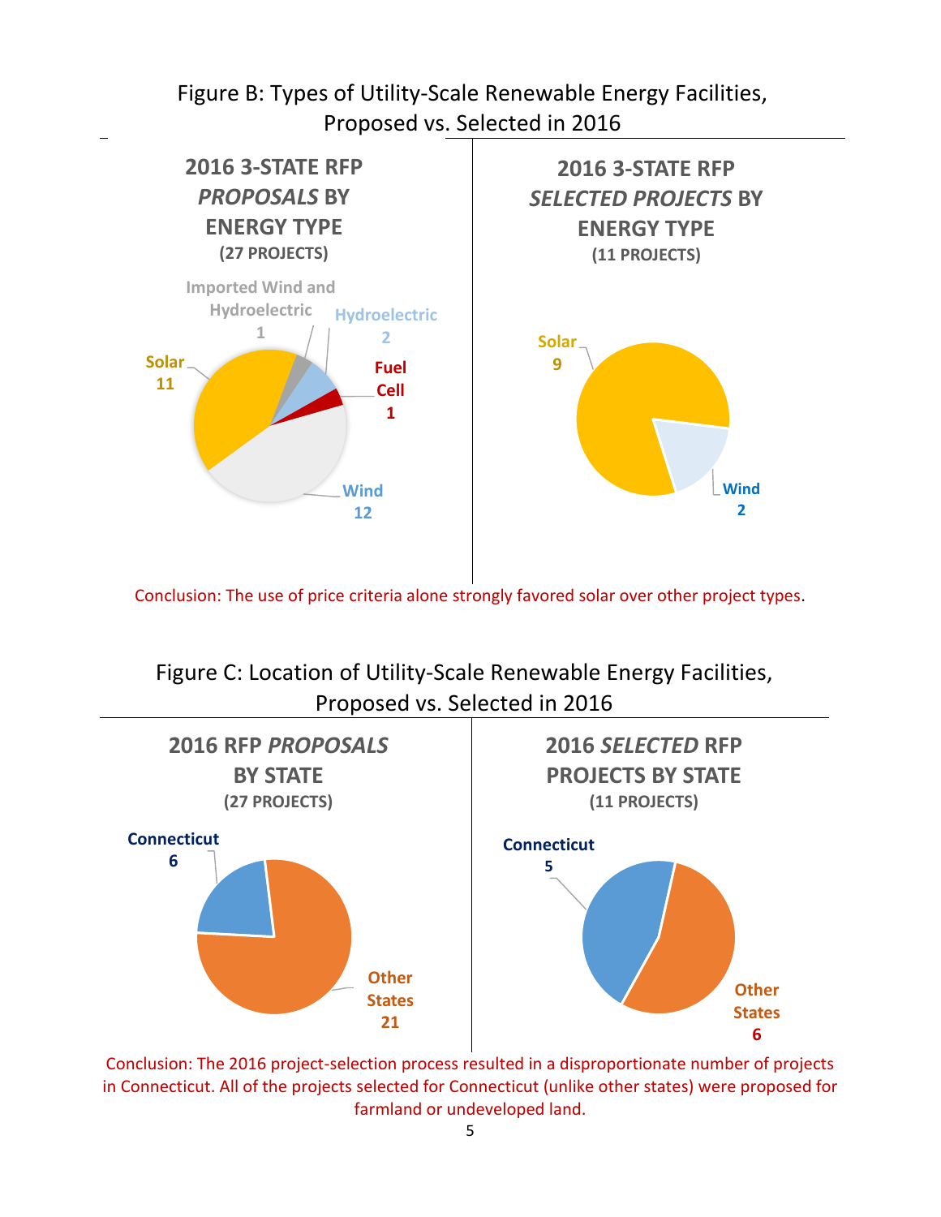Figure B: Types of Utility-Scale Renewable Energy Facilities, Proposed vs. Selected in 2016

**2016 3-STATE RFP *PROPOSALS* BY ENERGY TYPE**
**(27 PROJECTS)**

Solar 11
Imported Wind and Hydroelectric 1
Hydroelectric 2
Fuel Cell 1
Wind 12

**2016 3-STATE RFP *SELECTED PROJECTS* BY ENERGY TYPE**
**(11 PROJECTS)**

Solar 9
Wind 2

Conclusion: The use of price criteria alone strongly favored solar over other project types.

Figure C: Location of Utility-Scale Renewable Energy Facilities, Proposed vs. Selected in 2016

**2016 RFP *PROPOSALS* BY STATE**
**(27 PROJECTS)**

Connecticut 6
Other States 21

**2016 *SELECTED* RFP PROJECTS BY STATE**
**(11 PROJECTS)**

Connecticut 5
Other States 6

Conclusion: The 2016 project-selection process resulted in a disproportionate number of projects in Connecticut. All of the projects selected for Connecticut (unlike other states) were proposed for farmland or undeveloped land.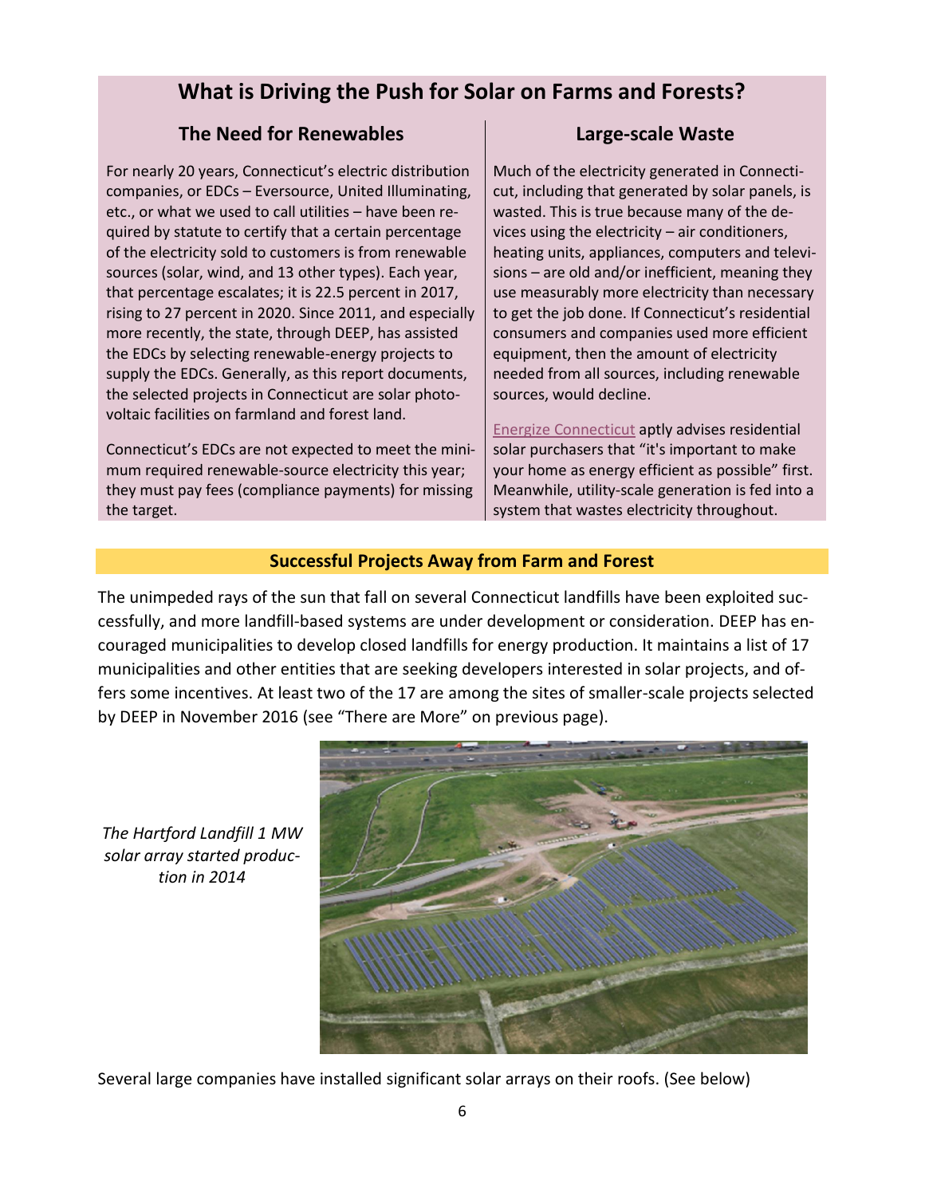## What is Driving the Push for Solar on Farms and Forests?

### The Need for Renewables

For nearly 20 years, Connecticut's electric distribution companies, or EDCs – Eversource, United Illuminating, etc., or what we used to call utilities – have been required by statute to certify that a certain percentage of the electricity sold to customers is from renewable sources (solar, wind, and 13 other types). Each year, that percentage escalates; it is 22.5 percent in 2017, rising to 27 percent in 2020. Since 2011, and especially more recently, the state, through DEEP, has assisted the EDCs by selecting renewable-energy projects to supply the EDCs. Generally, as this report documents, the selected projects in Connecticut are solar photovoltaic facilities on farmland and forest land.

Connecticut's EDCs are not expected to meet the minimum required renewable-source electricity this year; they must pay fees (compliance payments) for missing the target.

### Large-scale Waste

Much of the electricity generated in Connecticut, including that generated by solar panels, is wasted. This is true because many of the devices using the electricity – air conditioners, heating units, appliances, computers and televisions – are old and/or inefficient, meaning they use measurably more electricity than necessary to get the job done. If Connecticut's residential consumers and companies used more efficient equipment, then the amount of electricity needed from all sources, including renewable sources, would decline.

Energize Connecticut aptly advises residential solar purchasers that "it's important to make your home as energy efficient as possible" first. Meanwhile, utility-scale generation is fed into a system that wastes electricity throughout.

### Successful Projects Away from Farm and Forest

The unimpeded rays of the sun that fall on several Connecticut landfills have been exploited successfully, and more landfill-based systems are under development or consideration. DEEP has encouraged municipalities to develop closed landfills for energy production. It maintains a list of 17 municipalities and other entities that are seeking developers interested in solar projects, and offers some incentives. At least two of the 17 are among the sites of smaller-scale projects selected by DEEP in November 2016 (see "There are More" on previous page).

*The Hartford Landfill 1 MW solar array started production in 2014*

Several large companies have installed significant solar arrays on their roofs. (See below)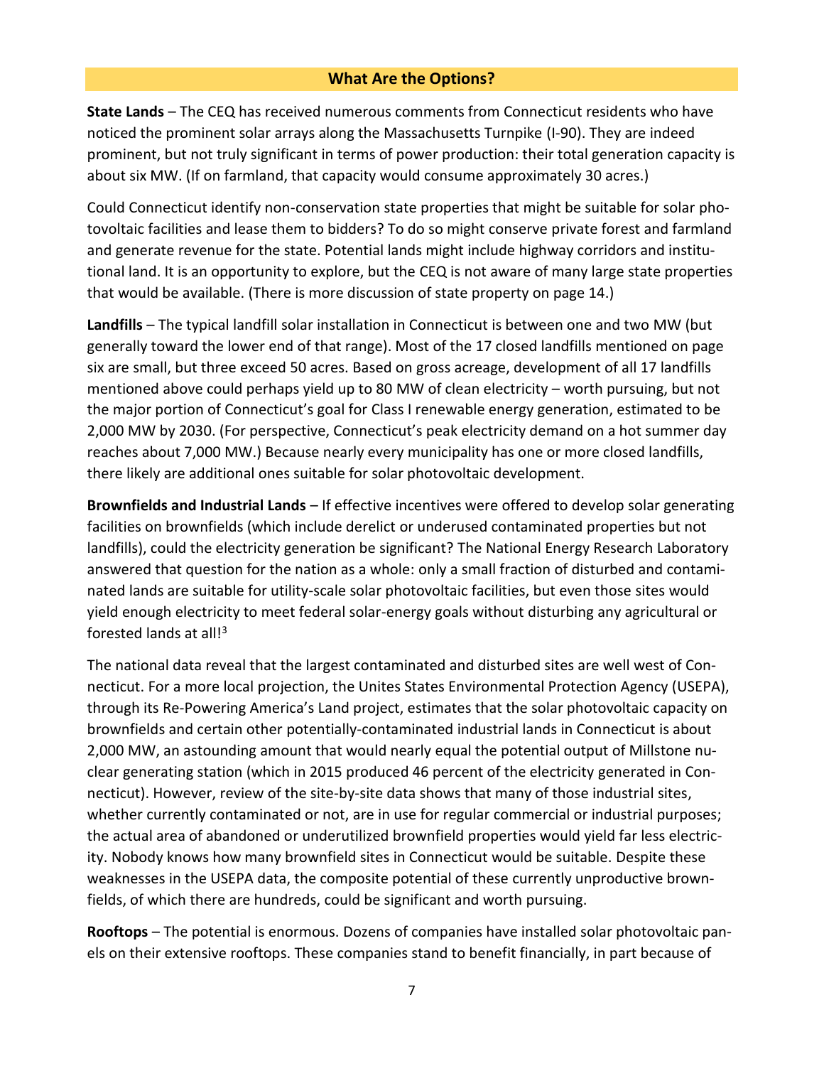## What Are the Options?

**State Lands** – The CEQ has received numerous comments from Connecticut residents who have noticed the prominent solar arrays along the Massachusetts Turnpike (I-90). They are indeed prominent, but not truly significant in terms of power production: their total generation capacity is about six MW. (If on farmland, that capacity would consume approximately 30 acres.)

Could Connecticut identify non-conservation state properties that might be suitable for solar photovoltaic facilities and lease them to bidders? To do so might conserve private forest and farmland and generate revenue for the state. Potential lands might include highway corridors and institutional land. It is an opportunity to explore, but the CEQ is not aware of many large state properties that would be available. (There is more discussion of state property on page 14.)

**Landfills** – The typical landfill solar installation in Connecticut is between one and two MW (but generally toward the lower end of that range). Most of the 17 closed landfills mentioned on page six are small, but three exceed 50 acres. Based on gross acreage, development of all 17 landfills mentioned above could perhaps yield up to 80 MW of clean electricity – worth pursuing, but not the major portion of Connecticut's goal for Class I renewable energy generation, estimated to be 2,000 MW by 2030. (For perspective, Connecticut's peak electricity demand on a hot summer day reaches about 7,000 MW.) Because nearly every municipality has one or more closed landfills, there likely are additional ones suitable for solar photovoltaic development.

**Brownfields and Industrial Lands** – If effective incentives were offered to develop solar generating facilities on brownfields (which include derelict or underused contaminated properties but not landfills), could the electricity generation be significant? The National Energy Research Laboratory answered that question for the nation as a whole: only a small fraction of disturbed and contaminated lands are suitable for utility-scale solar photovoltaic facilities, but even those sites would yield enough electricity to meet federal solar-energy goals without disturbing any agricultural or forested lands at all![3]

The national data reveal that the largest contaminated and disturbed sites are well west of Connecticut. For a more local projection, the Unites States Environmental Protection Agency (USEPA), through its Re-Powering America's Land project, estimates that the solar photovoltaic capacity on brownfields and certain other potentially-contaminated industrial lands in Connecticut is about 2,000 MW, an astounding amount that would nearly equal the potential output of Millstone nuclear generating station (which in 2015 produced 46 percent of the electricity generated in Connecticut). However, review of the site-by-site data shows that many of those industrial sites, whether currently contaminated or not, are in use for regular commercial or industrial purposes; the actual area of abandoned or underutilized brownfield properties would yield far less electricity. Nobody knows how many brownfield sites in Connecticut would be suitable. Despite these weaknesses in the USEPA data, the composite potential of these currently unproductive brownfields, of which there are hundreds, could be significant and worth pursuing.

**Rooftops** – The potential is enormous. Dozens of companies have installed solar photovoltaic panels on their extensive rooftops. These companies stand to benefit financially, in part because of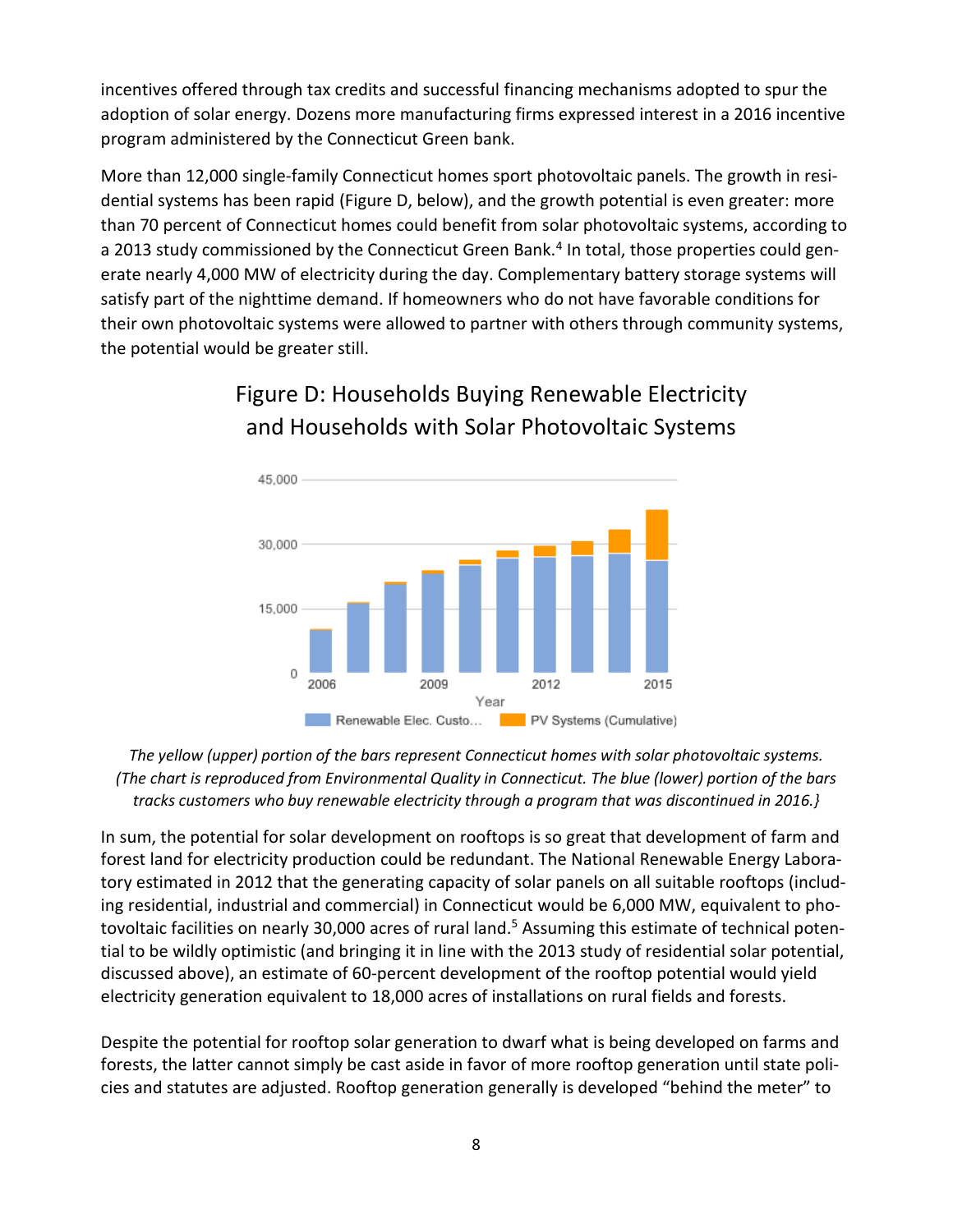incentives offered through tax credits and successful financing mechanisms adopted to spur the adoption of solar energy. Dozens more manufacturing firms expressed interest in a 2016 incentive program administered by the Connecticut Green bank.

More than 12,000 single-family Connecticut homes sport photovoltaic panels. The growth in residential systems has been rapid (Figure D, below), and the growth potential is even greater: more than 70 percent of Connecticut homes could benefit from solar photovoltaic systems, according to a 2013 study commissioned by the Connecticut Green Bank.[4] In total, those properties could generate nearly 4,000 MW of electricity during the day. Complementary battery storage systems will satisfy part of the nighttime demand. If homeowners who do not have favorable conditions for their own photovoltaic systems were allowed to partner with others through community systems, the potential would be greater still.

## Figure D: Households Buying Renewable Electricity and Households with Solar Photovoltaic Systems

*The yellow (upper) portion of the bars represent Connecticut homes with solar photovoltaic systems. (The chart is reproduced from Environmental Quality in Connecticut. The blue (lower) portion of the bars tracks customers who buy renewable electricity through a program that was discontinued in 2016.}*

In sum, the potential for solar development on rooftops is so great that development of farm and forest land for electricity production could be redundant. The National Renewable Energy Laboratory estimated in 2012 that the generating capacity of solar panels on all suitable rooftops (including residential, industrial and commercial) in Connecticut would be 6,000 MW, equivalent to photovoltaic facilities on nearly 30,000 acres of rural land.[5] Assuming this estimate of technical potential to be wildly optimistic (and bringing it in line with the 2013 study of residential solar potential, discussed above), an estimate of 60-percent development of the rooftop potential would yield electricity generation equivalent to 18,000 acres of installations on rural fields and forests.

Despite the potential for rooftop solar generation to dwarf what is being developed on farms and forests, the latter cannot simply be cast aside in favor of more rooftop generation until state policies and statutes are adjusted. Rooftop generation generally is developed "behind the meter" to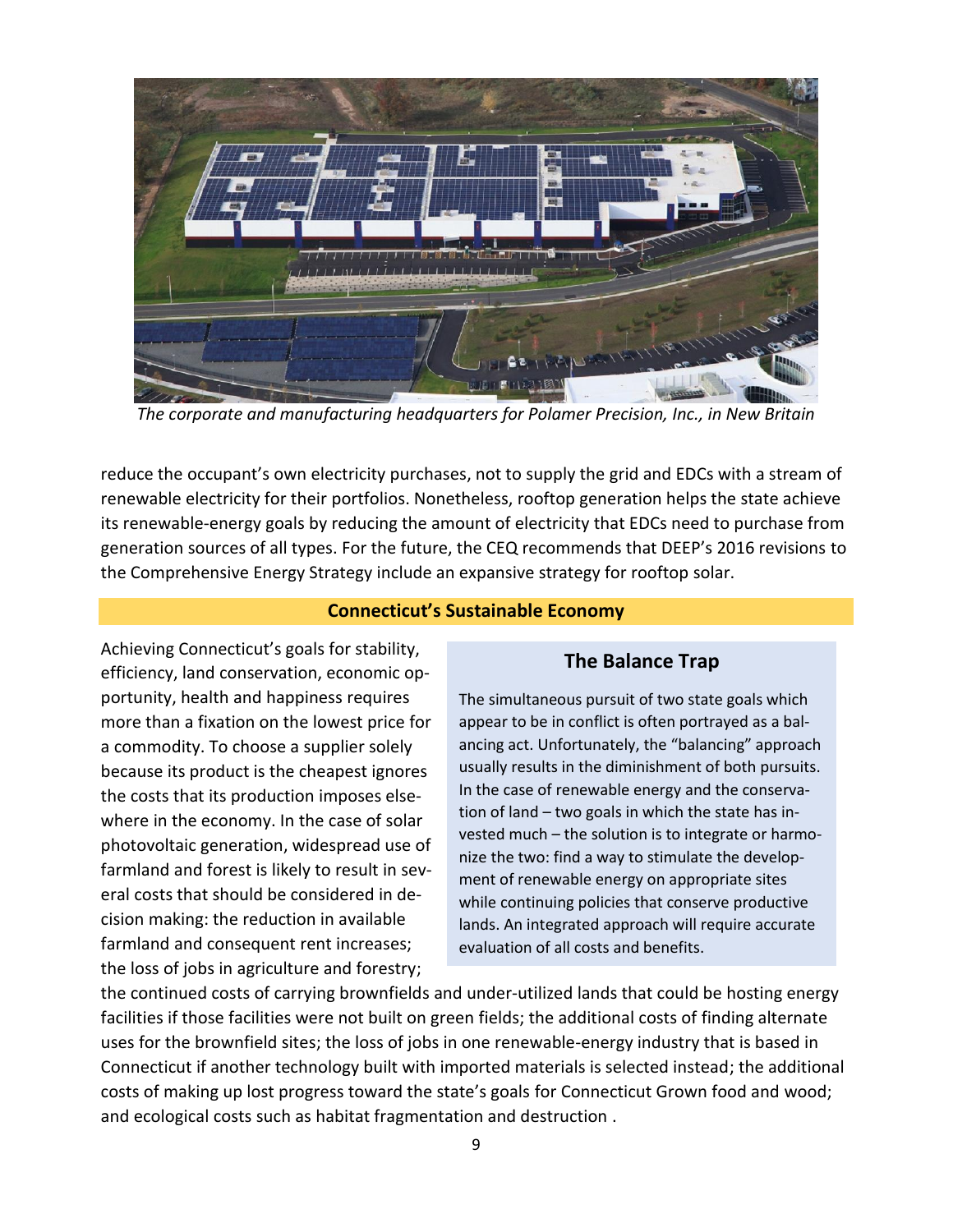*The corporate and manufacturing headquarters for Polamer Precision, Inc., in New Britain*

reduce the occupant's own electricity purchases, not to supply the grid and EDCs with a stream of renewable electricity for their portfolios. Nonetheless, rooftop generation helps the state achieve its renewable-energy goals by reducing the amount of electricity that EDCs need to purchase from generation sources of all types. For the future, the CEQ recommends that DEEP's 2016 revisions to the Comprehensive Energy Strategy include an expansive strategy for rooftop solar.

## Connecticut's Sustainable Economy

Achieving Connecticut's goals for stability, efficiency, land conservation, economic opportunity, health and happiness requires more than a fixation on the lowest price for a commodity. To choose a supplier solely because its product is the cheapest ignores the costs that its production imposes elsewhere in the economy. In the case of solar photovoltaic generation, widespread use of farmland and forest is likely to result in several costs that should be considered in decision making: the reduction in available farmland and consequent rent increases; the loss of jobs in agriculture and forestry; the continued costs of carrying brownfields and under-utilized lands that could be hosting energy facilities if those facilities were not built on green fields; the additional costs of finding alternate uses for the brownfield sites; the loss of jobs in one renewable-energy industry that is based in Connecticut if another technology built with imported materials is selected instead; the additional costs of making up lost progress toward the state's goals for Connecticut Grown food and wood; and ecological costs such as habitat fragmentation and destruction .

### The Balance Trap

The simultaneous pursuit of two state goals which appear to be in conflict is often portrayed as a balancing act. Unfortunately, the "balancing" approach usually results in the diminishment of both pursuits. In the case of renewable energy and the conservation of land – two goals in which the state has invested much – the solution is to integrate or harmonize the two: find a way to stimulate the development of renewable energy on appropriate sites while continuing policies that conserve productive lands. An integrated approach will require accurate evaluation of all costs and benefits.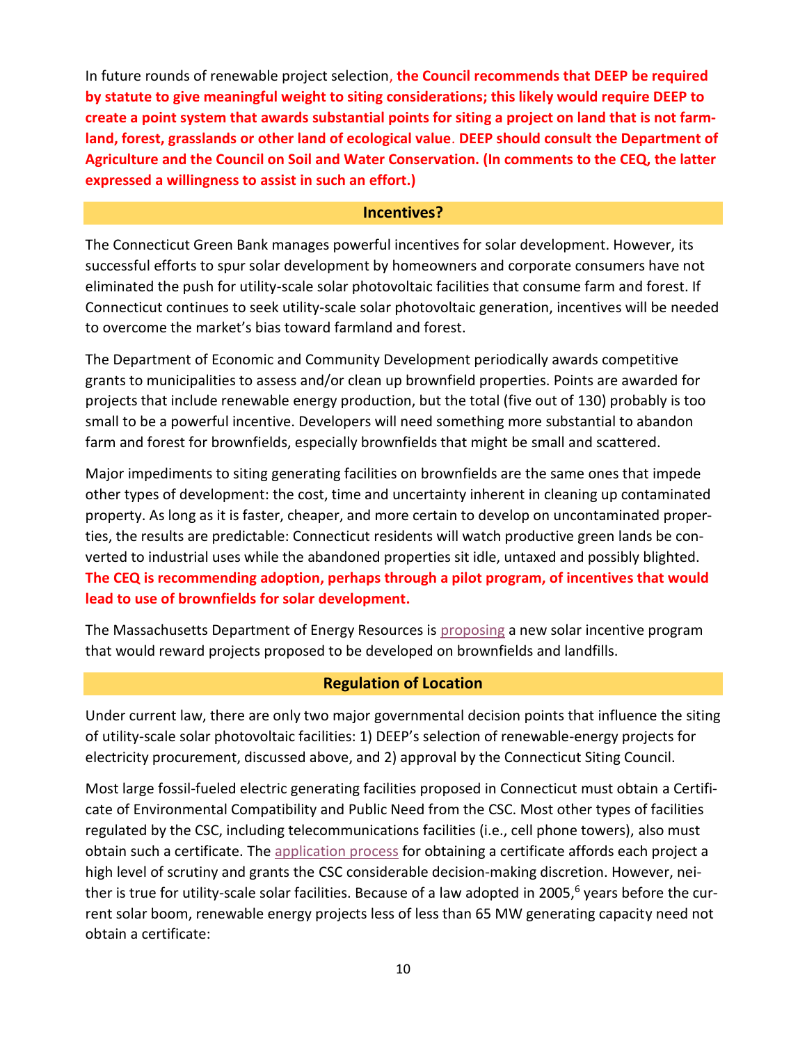In future rounds of renewable project selection, **the Council recommends that DEEP be required by statute to give meaningful weight to siting considerations; this likely would require DEEP to create a point system that awards substantial points for siting a project on land that is not farmland, forest, grasslands or other land of ecological value**. **DEEP should consult the Department of Agriculture and the Council on Soil and Water Conservation. (In comments to the CEQ, the latter expressed a willingness to assist in such an effort.)**

## Incentives?

The Connecticut Green Bank manages powerful incentives for solar development. However, its successful efforts to spur solar development by homeowners and corporate consumers have not eliminated the push for utility-scale solar photovoltaic facilities that consume farm and forest. If Connecticut continues to seek utility-scale solar photovoltaic generation, incentives will be needed to overcome the market's bias toward farmland and forest.

The Department of Economic and Community Development periodically awards competitive grants to municipalities to assess and/or clean up brownfield properties. Points are awarded for projects that include renewable energy production, but the total (five out of 130) probably is too small to be a powerful incentive. Developers will need something more substantial to abandon farm and forest for brownfields, especially brownfields that might be small and scattered.

Major impediments to siting generating facilities on brownfields are the same ones that impede other types of development: the cost, time and uncertainty inherent in cleaning up contaminated property. As long as it is faster, cheaper, and more certain to develop on uncontaminated properties, the results are predictable: Connecticut residents will watch productive green lands be converted to industrial uses while the abandoned properties sit idle, untaxed and possibly blighted. **The CEQ is recommending adoption, perhaps through a pilot program, of incentives that would lead to use of brownfields for solar development.**

The Massachusetts Department of Energy Resources is proposing a new solar incentive program that would reward projects proposed to be developed on brownfields and landfills.

## Regulation of Location

Under current law, there are only two major governmental decision points that influence the siting of utility-scale solar photovoltaic facilities: 1) DEEP's selection of renewable-energy projects for electricity procurement, discussed above, and 2) approval by the Connecticut Siting Council.

Most large fossil-fueled electric generating facilities proposed in Connecticut must obtain a Certificate of Environmental Compatibility and Public Need from the CSC. Most other types of facilities regulated by the CSC, including telecommunications facilities (i.e., cell phone towers), also must obtain such a certificate. The application process for obtaining a certificate affords each project a high level of scrutiny and grants the CSC considerable decision-making discretion. However, neither is true for utility-scale solar facilities. Because of a law adopted in 2005,[6] years before the current solar boom, renewable energy projects less of less than 65 MW generating capacity need not obtain a certificate: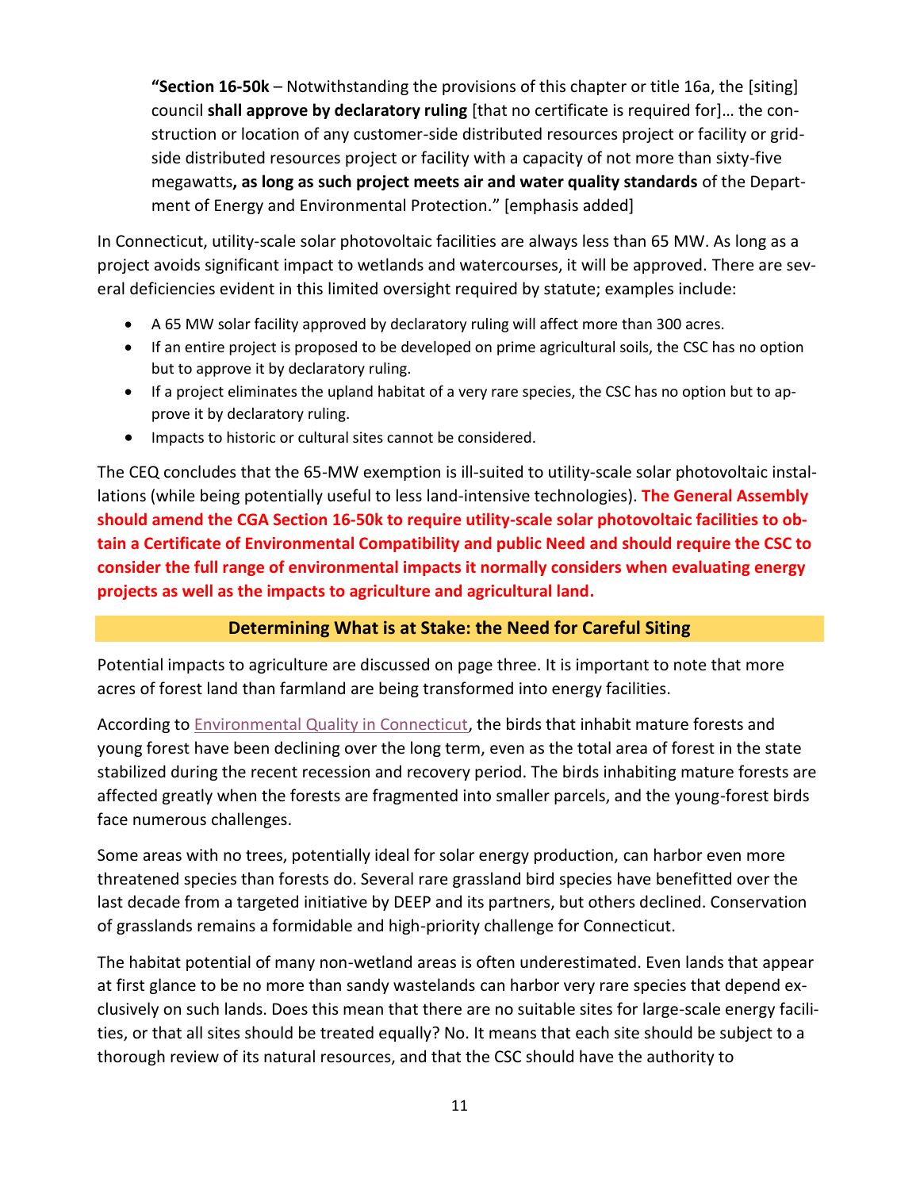> **"Section 16-50k** – Notwithstanding the provisions of this chapter or title 16a, the [siting] council **shall approve by declaratory ruling** [that no certificate is required for]… the construction or location of any customer-side distributed resources project or facility or grid-side distributed resources project or facility with a capacity of not more than sixty-five megawatts**, as long as such project meets air and water quality standards** of the Department of Energy and Environmental Protection." [emphasis added]

In Connecticut, utility-scale solar photovoltaic facilities are always less than 65 MW. As long as a project avoids significant impact to wetlands and watercourses, it will be approved. There are several deficiencies evident in this limited oversight required by statute; examples include:

- A 65 MW solar facility approved by declaratory ruling will affect more than 300 acres.
- If an entire project is proposed to be developed on prime agricultural soils, the CSC has no option but to approve it by declaratory ruling.
- If a project eliminates the upland habitat of a very rare species, the CSC has no option but to approve it by declaratory ruling.
- Impacts to historic or cultural sites cannot be considered.

The CEQ concludes that the 65-MW exemption is ill-suited to utility-scale solar photovoltaic installations (while being potentially useful to less land-intensive technologies). **The General Assembly should amend the CGA Section 16-50k to require utility-scale solar photovoltaic facilities to obtain a Certificate of Environmental Compatibility and public Need and should require the CSC to consider the full range of environmental impacts it normally considers when evaluating energy projects as well as the impacts to agriculture and agricultural land.**

## Determining What is at Stake: the Need for Careful Siting

Potential impacts to agriculture are discussed on page three. It is important to note that more acres of forest land than farmland are being transformed into energy facilities.

According to Environmental Quality in Connecticut, the birds that inhabit mature forests and young forest have been declining over the long term, even as the total area of forest in the state stabilized during the recent recession and recovery period. The birds inhabiting mature forests are affected greatly when the forests are fragmented into smaller parcels, and the young-forest birds face numerous challenges.

Some areas with no trees, potentially ideal for solar energy production, can harbor even more threatened species than forests do. Several rare grassland bird species have benefitted over the last decade from a targeted initiative by DEEP and its partners, but others declined. Conservation of grasslands remains a formidable and high-priority challenge for Connecticut.

The habitat potential of many non-wetland areas is often underestimated. Even lands that appear at first glance to be no more than sandy wastelands can harbor very rare species that depend exclusively on such lands. Does this mean that there are no suitable sites for large-scale energy facilities, or that all sites should be treated equally? No. It means that each site should be subject to a thorough review of its natural resources, and that the CSC should have the authority to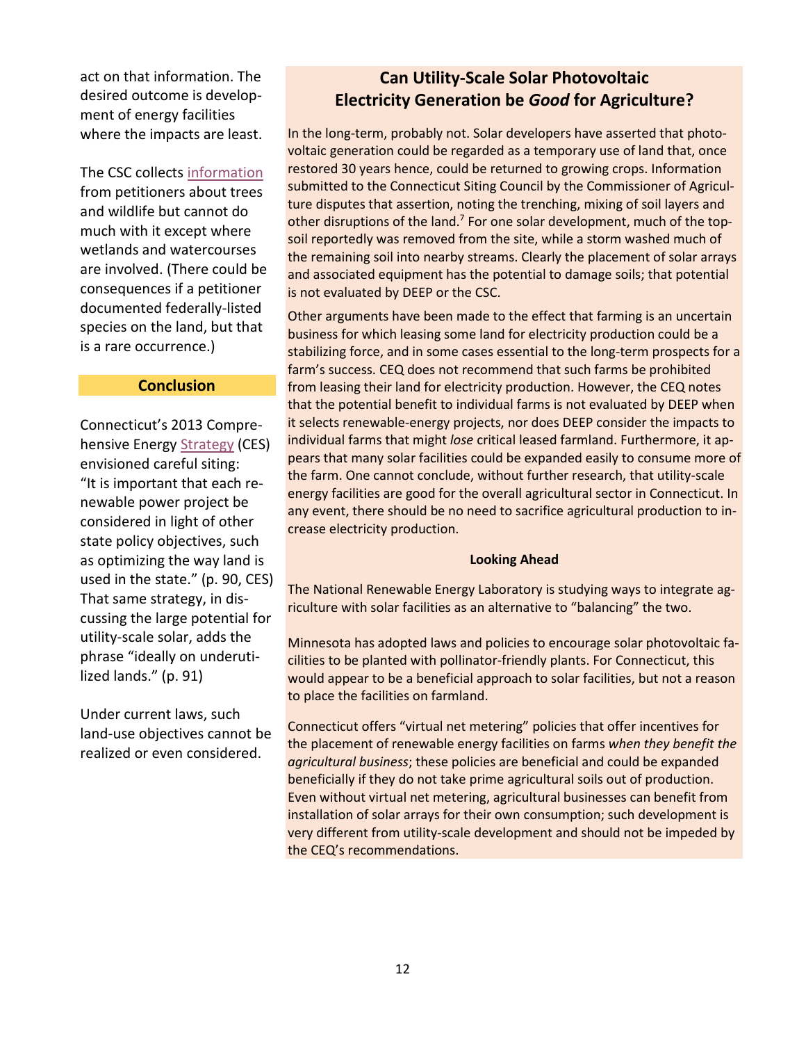act on that information. The desired outcome is development of energy facilities where the impacts are least.

The CSC collects information from petitioners about trees and wildlife but cannot do much with it except where wetlands and watercourses are involved. (There could be consequences if a petitioner documented federally-listed species on the land, but that is a rare occurrence.)

## Conclusion

Connecticut's 2013 Comprehensive Energy Strategy (CES) envisioned careful siting: "It is important that each renewable power project be considered in light of other state policy objectives, such as optimizing the way land is used in the state." (p. 90, CES) That same strategy, in discussing the large potential for utility-scale solar, adds the phrase "ideally on underutilized lands." (p. 91)

Under current laws, such land-use objectives cannot be realized or even considered.

## Can Utility-Scale Solar Photovoltaic Electricity Generation be *Good* for Agriculture?

In the long-term, probably not. Solar developers have asserted that photovoltaic generation could be regarded as a temporary use of land that, once restored 30 years hence, could be returned to growing crops. Information submitted to the Connecticut Siting Council by the Commissioner of Agriculture disputes that assertion, noting the trenching, mixing of soil layers and other disruptions of the land.[7] For one solar development, much of the topsoil reportedly was removed from the site, while a storm washed much of the remaining soil into nearby streams. Clearly the placement of solar arrays and associated equipment has the potential to damage soils; that potential is not evaluated by DEEP or the CSC.

Other arguments have been made to the effect that farming is an uncertain business for which leasing some land for electricity production could be a stabilizing force, and in some cases essential to the long-term prospects for a farm's success. CEQ does not recommend that such farms be prohibited from leasing their land for electricity production. However, the CEQ notes that the potential benefit to individual farms is not evaluated by DEEP when it selects renewable-energy projects, nor does DEEP consider the impacts to individual farms that might *lose* critical leased farmland. Furthermore, it appears that many solar facilities could be expanded easily to consume more of the farm. One cannot conclude, without further research, that utility-scale energy facilities are good for the overall agricultural sector in Connecticut. In any event, there should be no need to sacrifice agricultural production to increase electricity production.

### Looking Ahead

The National Renewable Energy Laboratory is studying ways to integrate agriculture with solar facilities as an alternative to "balancing" the two.

Minnesota has adopted laws and policies to encourage solar photovoltaic facilities to be planted with pollinator-friendly plants. For Connecticut, this would appear to be a beneficial approach to solar facilities, but not a reason to place the facilities on farmland.

Connecticut offers "virtual net metering" policies that offer incentives for the placement of renewable energy facilities on farms *when they benefit the agricultural business*; these policies are beneficial and could be expanded beneficially if they do not take prime agricultural soils out of production. Even without virtual net metering, agricultural businesses can benefit from installation of solar arrays for their own consumption; such development is very different from utility-scale development and should not be impeded by the CEQ's recommendations.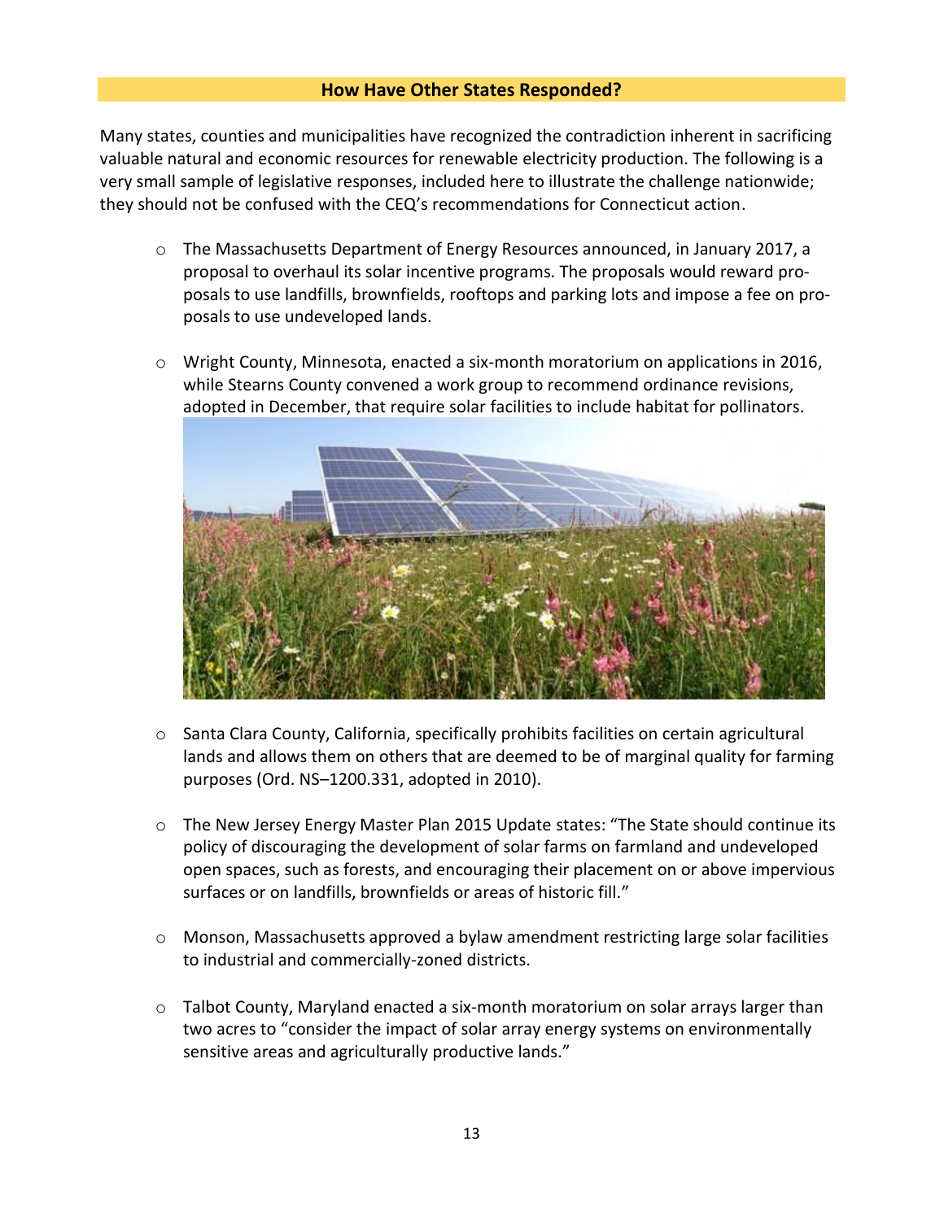## How Have Other States Responded?

Many states, counties and municipalities have recognized the contradiction inherent in sacrificing valuable natural and economic resources for renewable electricity production. The following is a very small sample of legislative responses, included here to illustrate the challenge nationwide; they should not be confused with the CEQ's recommendations for Connecticut action.

- The Massachusetts Department of Energy Resources announced, in January 2017, a proposal to overhaul its solar incentive programs. The proposals would reward proposals to use landfills, brownfields, rooftops and parking lots and impose a fee on proposals to use undeveloped lands.

- Wright County, Minnesota, enacted a six-month moratorium on applications in 2016, while Stearns County convened a work group to recommend ordinance revisions, adopted in December, that require solar facilities to include habitat for pollinators.

- Santa Clara County, California, specifically prohibits facilities on certain agricultural lands and allows them on others that are deemed to be of marginal quality for farming purposes (Ord. NS–1200.331, adopted in 2010).

- The New Jersey Energy Master Plan 2015 Update states: "The State should continue its policy of discouraging the development of solar farms on farmland and undeveloped open spaces, such as forests, and encouraging their placement on or above impervious surfaces or on landfills, brownfields or areas of historic fill."

- Monson, Massachusetts approved a bylaw amendment restricting large solar facilities to industrial and commercially-zoned districts.

- Talbot County, Maryland enacted a six-month moratorium on solar arrays larger than two acres to "consider the impact of solar array energy systems on environmentally sensitive areas and agriculturally productive lands."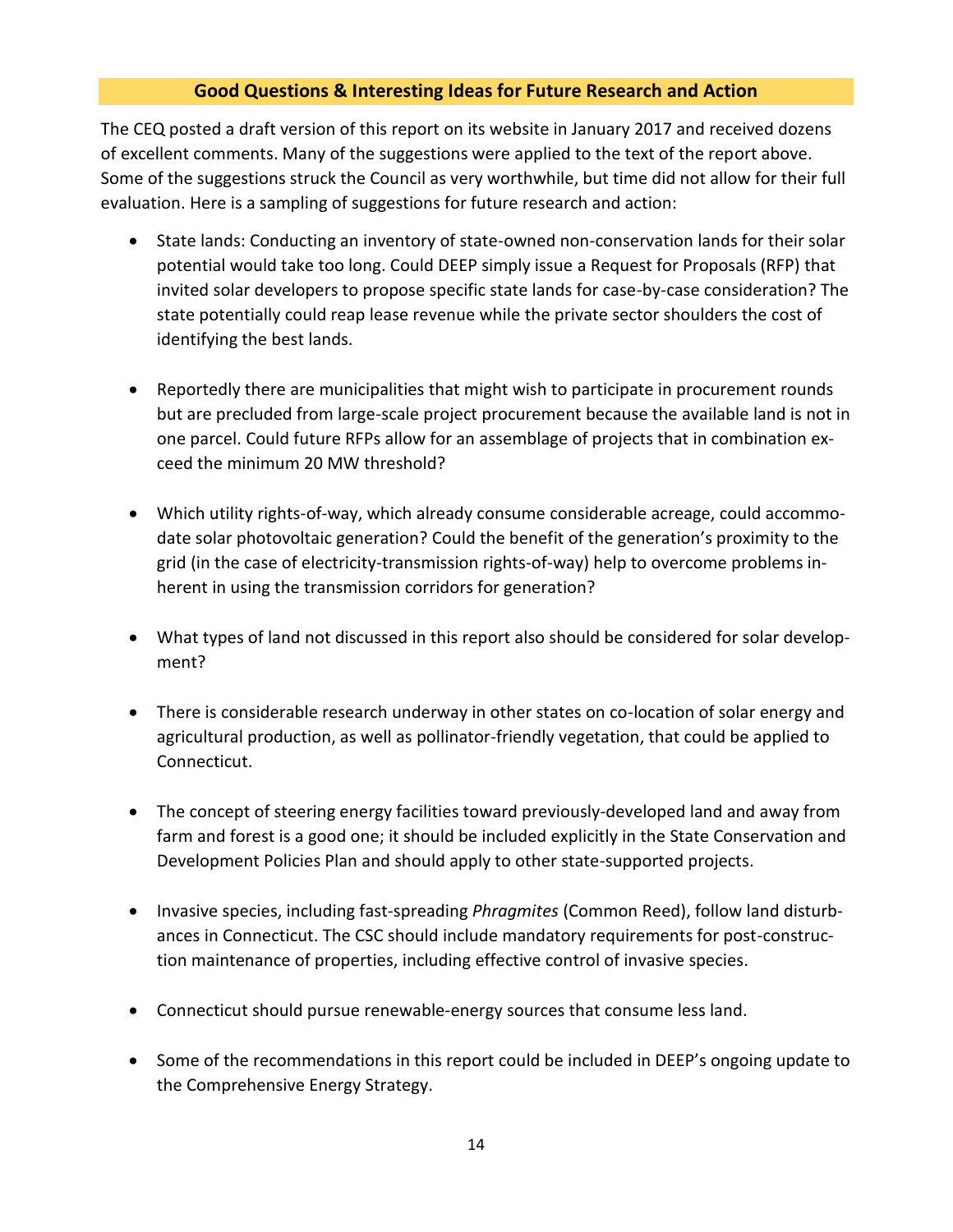## Good Questions & Interesting Ideas for Future Research and Action

The CEQ posted a draft version of this report on its website in January 2017 and received dozens of excellent comments. Many of the suggestions were applied to the text of the report above. Some of the suggestions struck the Council as very worthwhile, but time did not allow for their full evaluation. Here is a sampling of suggestions for future research and action:

- State lands: Conducting an inventory of state-owned non-conservation lands for their solar potential would take too long. Could DEEP simply issue a Request for Proposals (RFP) that invited solar developers to propose specific state lands for case-by-case consideration? The state potentially could reap lease revenue while the private sector shoulders the cost of identifying the best lands.

- Reportedly there are municipalities that might wish to participate in procurement rounds but are precluded from large-scale project procurement because the available land is not in one parcel. Could future RFPs allow for an assemblage of projects that in combination exceed the minimum 20 MW threshold?

- Which utility rights-of-way, which already consume considerable acreage, could accommodate solar photovoltaic generation? Could the benefit of the generation's proximity to the grid (in the case of electricity-transmission rights-of-way) help to overcome problems inherent in using the transmission corridors for generation?

- What types of land not discussed in this report also should be considered for solar development?

- There is considerable research underway in other states on co-location of solar energy and agricultural production, as well as pollinator-friendly vegetation, that could be applied to Connecticut.

- The concept of steering energy facilities toward previously-developed land and away from farm and forest is a good one; it should be included explicitly in the State Conservation and Development Policies Plan and should apply to other state-supported projects.

- Invasive species, including fast-spreading *Phragmites* (Common Reed), follow land disturbances in Connecticut. The CSC should include mandatory requirements for post-construction maintenance of properties, including effective control of invasive species.

- Connecticut should pursue renewable-energy sources that consume less land.

- Some of the recommendations in this report could be included in DEEP's ongoing update to the Comprehensive Energy Strategy.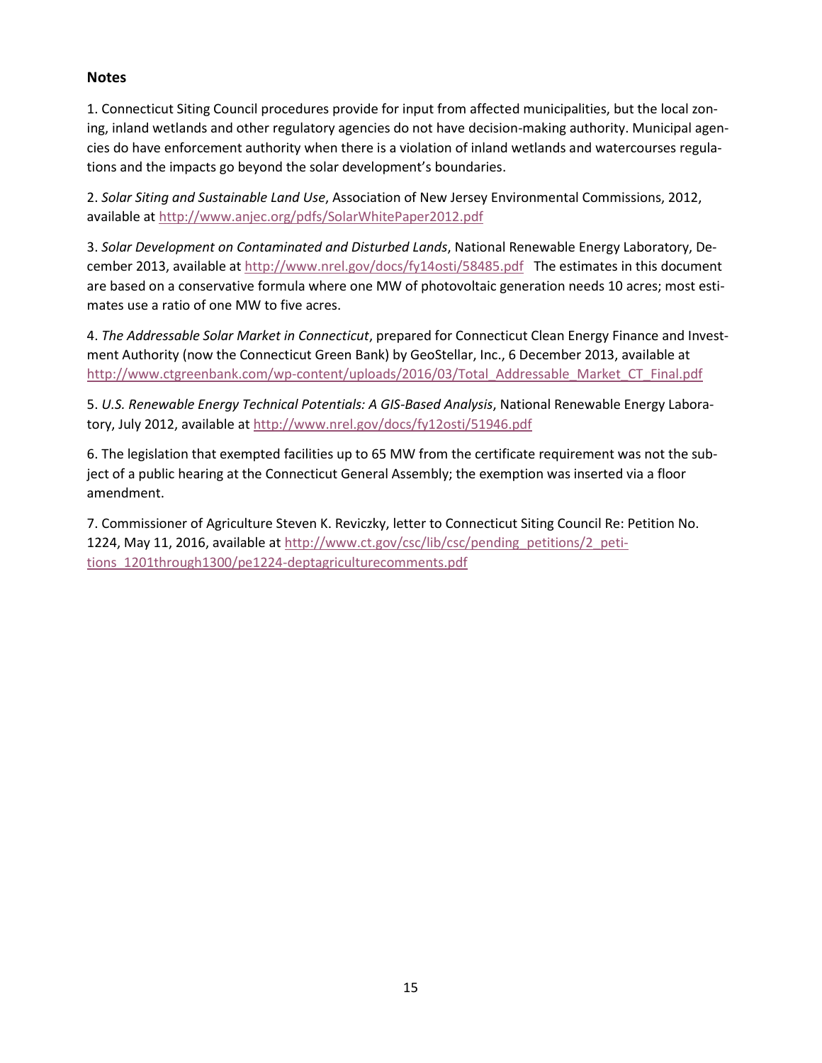**Notes**

1. Connecticut Siting Council procedures provide for input from affected municipalities, but the local zoning, inland wetlands and other regulatory agencies do not have decision-making authority. Municipal agencies do have enforcement authority when there is a violation of inland wetlands and watercourses regulations and the impacts go beyond the solar development's boundaries.

2. *Solar Siting and Sustainable Land Use*, Association of New Jersey Environmental Commissions, 2012, available at http://www.anjec.org/pdfs/SolarWhitePaper2012.pdf

3. *Solar Development on Contaminated and Disturbed Lands*, National Renewable Energy Laboratory, December 2013, available at http://www.nrel.gov/docs/fy14osti/58485.pdf The estimates in this document are based on a conservative formula where one MW of photovoltaic generation needs 10 acres; most estimates use a ratio of one MW to five acres.

4. *The Addressable Solar Market in Connecticut*, prepared for Connecticut Clean Energy Finance and Investment Authority (now the Connecticut Green Bank) by GeoStellar, Inc., 6 December 2013, available at http://www.ctgreenbank.com/wp-content/uploads/2016/03/Total_Addressable_Market_CT_Final.pdf

5. *U.S. Renewable Energy Technical Potentials: A GIS-Based Analysis*, National Renewable Energy Laboratory, July 2012, available at http://www.nrel.gov/docs/fy12osti/51946.pdf

6. The legislation that exempted facilities up to 65 MW from the certificate requirement was not the subject of a public hearing at the Connecticut General Assembly; the exemption was inserted via a floor amendment.

7. Commissioner of Agriculture Steven K. Reviczky, letter to Connecticut Siting Council Re: Petition No. 1224, May 11, 2016, available at http://www.ct.gov/csc/lib/csc/pending_petitions/2_petitions_1201through1300/pe1224-deptagriculturecomments.pdf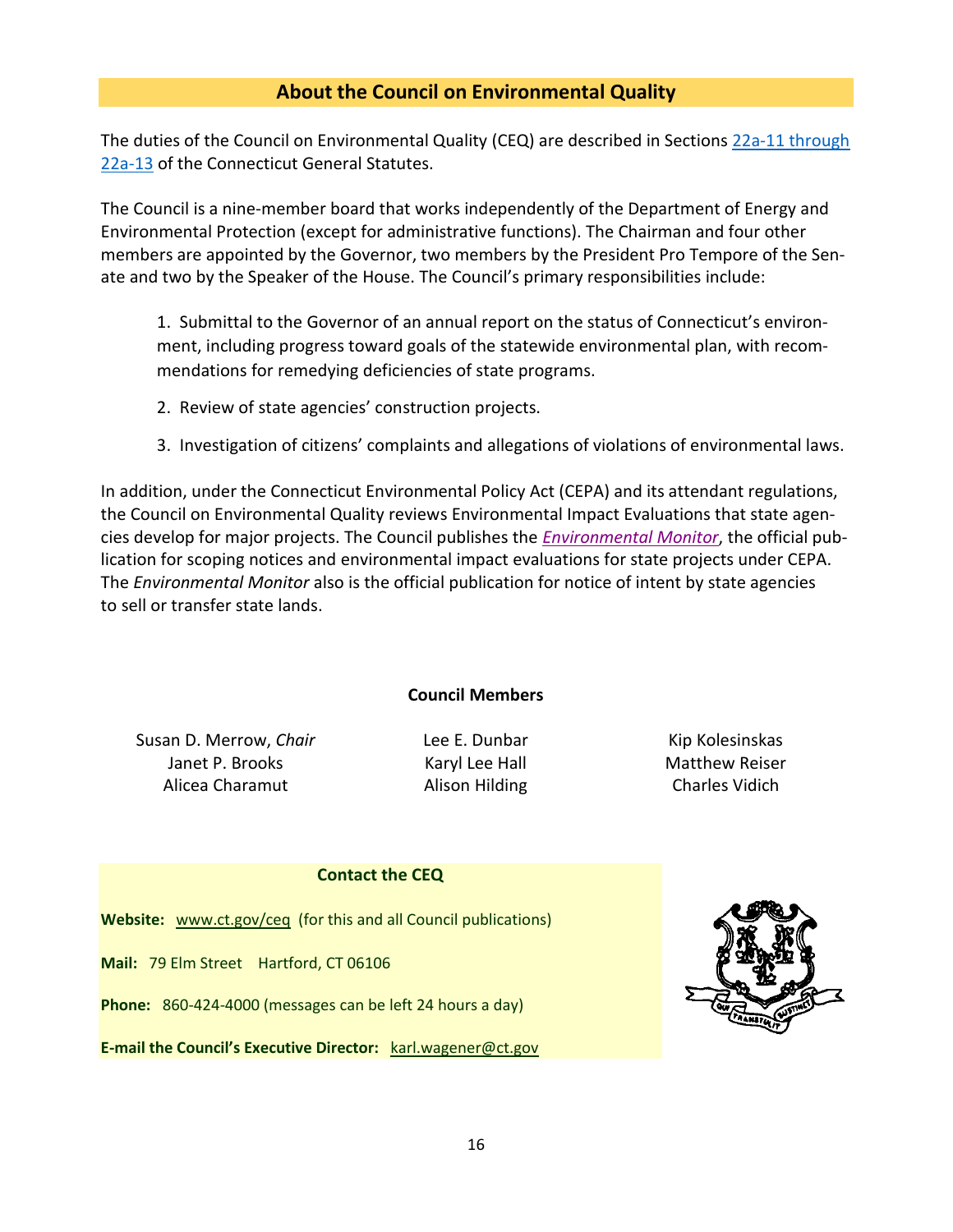## About the Council on Environmental Quality

The duties of the Council on Environmental Quality (CEQ) are described in Sections 22a-11 through 22a-13 of the Connecticut General Statutes.

The Council is a nine-member board that works independently of the Department of Energy and Environmental Protection (except for administrative functions). The Chairman and four other members are appointed by the Governor, two members by the President Pro Tempore of the Senate and two by the Speaker of the House. The Council's primary responsibilities include:

1. Submittal to the Governor of an annual report on the status of Connecticut's environment, including progress toward goals of the statewide environmental plan, with recommendations for remedying deficiencies of state programs.
2. Review of state agencies' construction projects.
3. Investigation of citizens' complaints and allegations of violations of environmental laws.

In addition, under the Connecticut Environmental Policy Act (CEPA) and its attendant regulations, the Council on Environmental Quality reviews Environmental Impact Evaluations that state agencies develop for major projects. The Council publishes the *Environmental Monitor*, the official publication for scoping notices and environmental impact evaluations for state projects under CEPA. The *Environmental Monitor* also is the official publication for notice of intent by state agencies to sell or transfer state lands.

**Council Members**

Susan D. Merrow, *Chair*
Janet P. Brooks
Alicea Charamut
Lee E. Dunbar
Karyl Lee Hall
Alison Hilding
Kip Kolesinskas
Matthew Reiser
Charles Vidich

**Contact the CEQ**

**Website:** www.ct.gov/ceq (for this and all Council publications)

**Mail:** 79 Elm Street Hartford, CT 06106

**Phone:** 860-424-4000 (messages can be left 24 hours a day)

**E-mail the Council's Executive Director:** karl.wagener@ct.gov